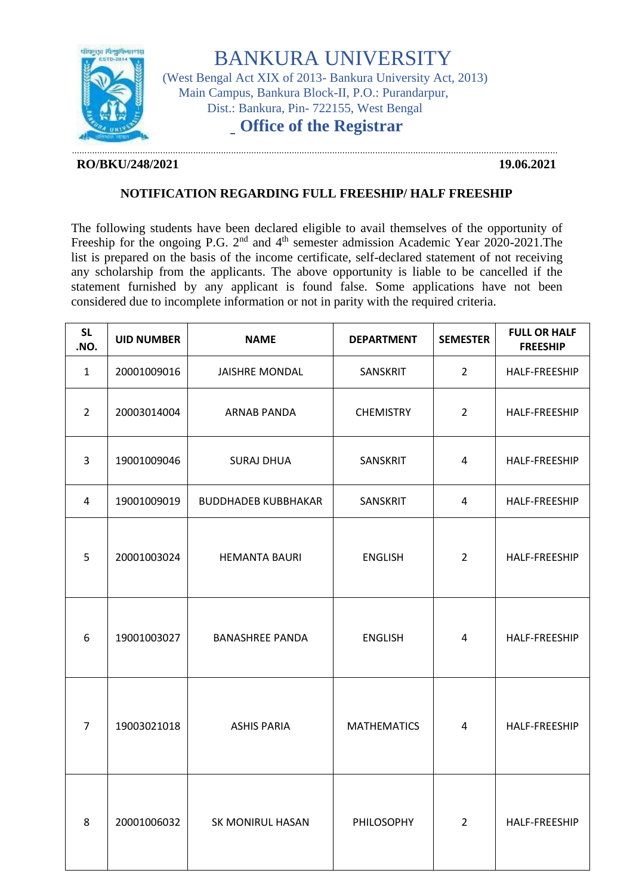# BANKURA UNIVERSITY

(West Bengal Act XIX of 2013- Bankura University Act, 2013)
Main Campus, Bankura Block-II, P.O.: Purandarpur,
Dist.: Bankura, Pin- 722155, West Bengal

## Office of the Registrar

**RO/BKU/248/2021** **19.06.2021**

### NOTIFICATION REGARDING FULL FREESHIP/ HALF FREESHIP

The following students have been declared eligible to avail themselves of the opportunity of Freeship for the ongoing P.G. 2nd and 4th semester admission Academic Year 2020-2021.The list is prepared on the basis of the income certificate, self-declared statement of not receiving any scholarship from the applicants. The above opportunity is liable to be cancelled if the statement furnished by any applicant is found false. Some applications have not been considered due to incomplete information or not in parity with the required criteria.

| SL .NO. | UID NUMBER | NAME | DEPARTMENT | SEMESTER | FULL OR HALF FREESHIP |
|---|---|---|---|---|---|
| 1 | 20001009016 | JAISHRE MONDAL | SANSKRIT | 2 | HALF-FREESHIP |
| 2 | 20003014004 | ARNAB PANDA | CHEMISTRY | 2 | HALF-FREESHIP |
| 3 | 19001009046 | SURAJ DHUA | SANSKRIT | 4 | HALF-FREESHIP |
| 4 | 19001009019 | BUDDHADEB KUBBHAKAR | SANSKRIT | 4 | HALF-FREESHIP |
| 5 | 20001003024 | HEMANTA BAURI | ENGLISH | 2 | HALF-FREESHIP |
| 6 | 19001003027 | BANASHREE PANDA | ENGLISH | 4 | HALF-FREESHIP |
| 7 | 19003021018 | ASHIS PARIA | MATHEMATICS | 4 | HALF-FREESHIP |
| 8 | 20001006032 | SK MONIRUL HASAN | PHILOSOPHY | 2 | HALF-FREESHIP |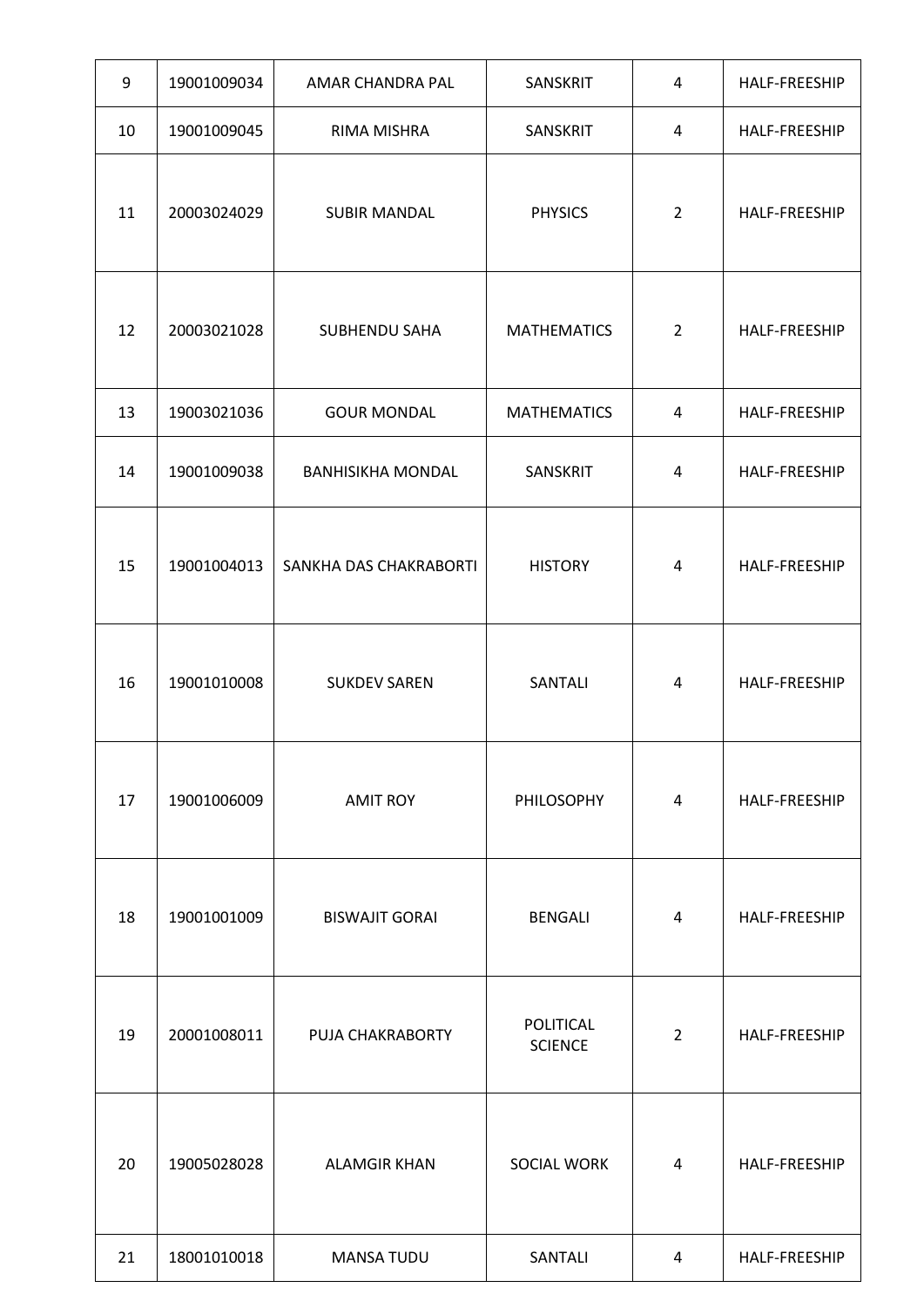| | | | | | |
|---|---|---|---|---|---|
| 9 | 19001009034 | AMAR CHANDRA PAL | SANSKRIT | 4 | HALF-FREESHIP |
| 10 | 19001009045 | RIMA MISHRA | SANSKRIT | 4 | HALF-FREESHIP |
| 11 | 20003024029 | SUBIR MANDAL | PHYSICS | 2 | HALF-FREESHIP |
| 12 | 20003021028 | SUBHENDU SAHA | MATHEMATICS | 2 | HALF-FREESHIP |
| 13 | 19003021036 | GOUR MONDAL | MATHEMATICS | 4 | HALF-FREESHIP |
| 14 | 19001009038 | BANHISIKHA MONDAL | SANSKRIT | 4 | HALF-FREESHIP |
| 15 | 19001004013 | SANKHA DAS CHAKRABORTI | HISTORY | 4 | HALF-FREESHIP |
| 16 | 19001010008 | SUKDEV SAREN | SANTALI | 4 | HALF-FREESHIP |
| 17 | 19001006009 | AMIT ROY | PHILOSOPHY | 4 | HALF-FREESHIP |
| 18 | 19001001009 | BISWAJIT GORAI | BENGALI | 4 | HALF-FREESHIP |
| 19 | 20001008011 | PUJA CHAKRABORTY | POLITICAL SCIENCE | 2 | HALF-FREESHIP |
| 20 | 19005028028 | ALAMGIR KHAN | SOCIAL WORK | 4 | HALF-FREESHIP |
| 21 | 18001010018 | MANSA TUDU | SANTALI | 4 | HALF-FREESHIP |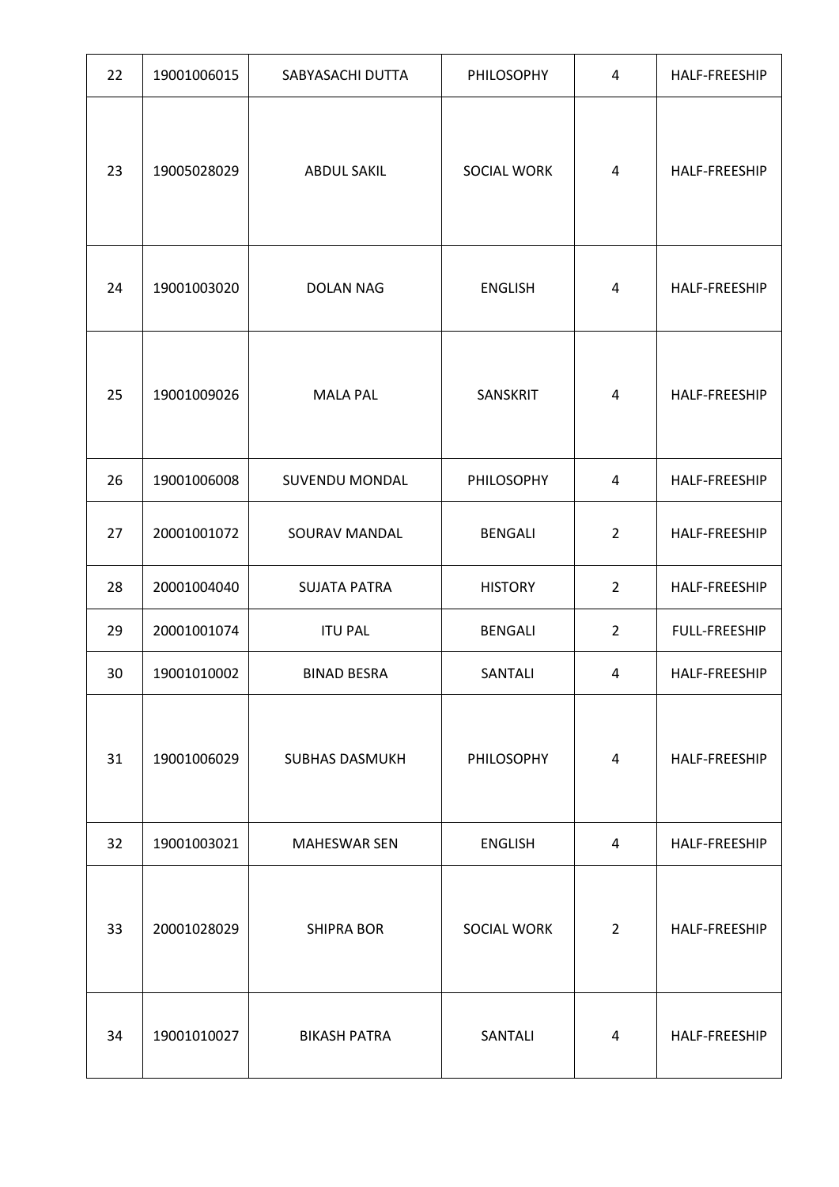| 22 | 19001006015 | SABYASACHI DUTTA | PHILOSOPHY | 4 | HALF-FREESHIP |
|---|---|---|---|---|---|
| 23 | 19005028029 | ABDUL SAKIL | SOCIAL WORK | 4 | HALF-FREESHIP |
| 24 | 19001003020 | DOLAN NAG | ENGLISH | 4 | HALF-FREESHIP |
| 25 | 19001009026 | MALA PAL | SANSKRIT | 4 | HALF-FREESHIP |
| 26 | 19001006008 | SUVENDU MONDAL | PHILOSOPHY | 4 | HALF-FREESHIP |
| 27 | 20001001072 | SOURAV MANDAL | BENGALI | 2 | HALF-FREESHIP |
| 28 | 20001004040 | SUJATA PATRA | HISTORY | 2 | HALF-FREESHIP |
| 29 | 20001001074 | ITU PAL | BENGALI | 2 | FULL-FREESHIP |
| 30 | 19001010002 | BINAD BESRA | SANTALI | 4 | HALF-FREESHIP |
| 31 | 19001006029 | SUBHAS DASMUKH | PHILOSOPHY | 4 | HALF-FREESHIP |
| 32 | 19001003021 | MAHESWAR SEN | ENGLISH | 4 | HALF-FREESHIP |
| 33 | 20001028029 | SHIPRA BOR | SOCIAL WORK | 2 | HALF-FREESHIP |
| 34 | 19001010027 | BIKASH PATRA | SANTALI | 4 | HALF-FREESHIP |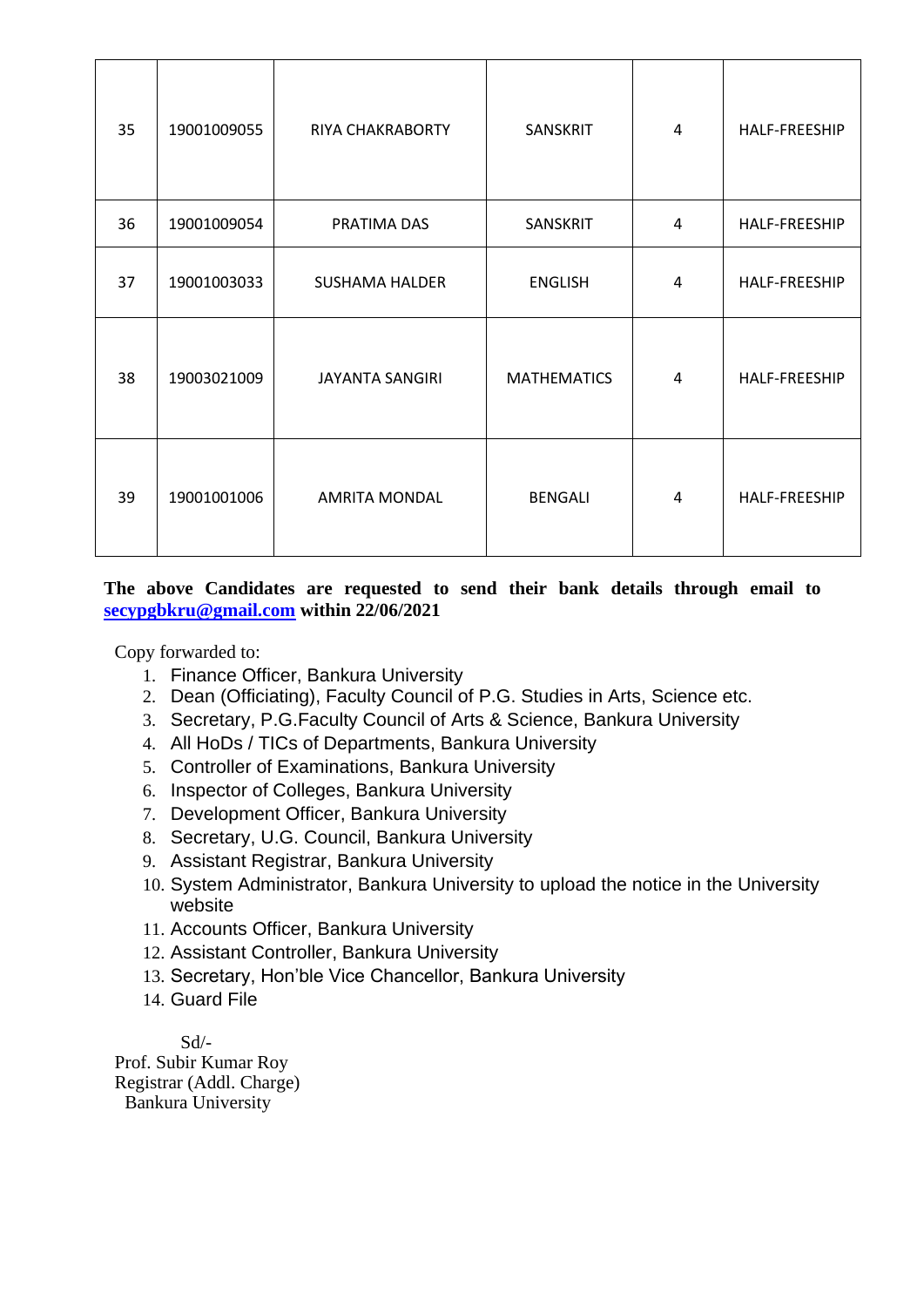| | | | | | |
|---|---|---|---|---|---|
| 35 | 19001009055 | RIYA CHAKRABORTY | SANSKRIT | 4 | HALF-FREESHIP |
| 36 | 19001009054 | PRATIMA DAS | SANSKRIT | 4 | HALF-FREESHIP |
| 37 | 19001003033 | SUSHAMA HALDER | ENGLISH | 4 | HALF-FREESHIP |
| 38 | 19003021009 | JAYANTA SANGIRI | MATHEMATICS | 4 | HALF-FREESHIP |
| 39 | 19001001006 | AMRITA MONDAL | BENGALI | 4 | HALF-FREESHIP |

**The above Candidates are requested to send their bank details through email to secypgbkru@gmail.com within 22/06/2021**

Copy forwarded to:

1. Finance Officer, Bankura University
2. Dean (Officiating), Faculty Council of P.G. Studies in Arts, Science etc.
3. Secretary, P.G.Faculty Council of Arts & Science, Bankura University
4. All HoDs / TICs of Departments, Bankura University
5. Controller of Examinations, Bankura University
6. Inspector of Colleges, Bankura University
7. Development Officer, Bankura University
8. Secretary, U.G. Council, Bankura University
9. Assistant Registrar, Bankura University
10. System Administrator, Bankura University to upload the notice in the University website
11. Accounts Officer, Bankura University
12. Assistant Controller, Bankura University
13. Secretary, Hon'ble Vice Chancellor, Bankura University
14. Guard File

Sd/-
Prof. Subir Kumar Roy
Registrar (Addl. Charge)
Bankura University